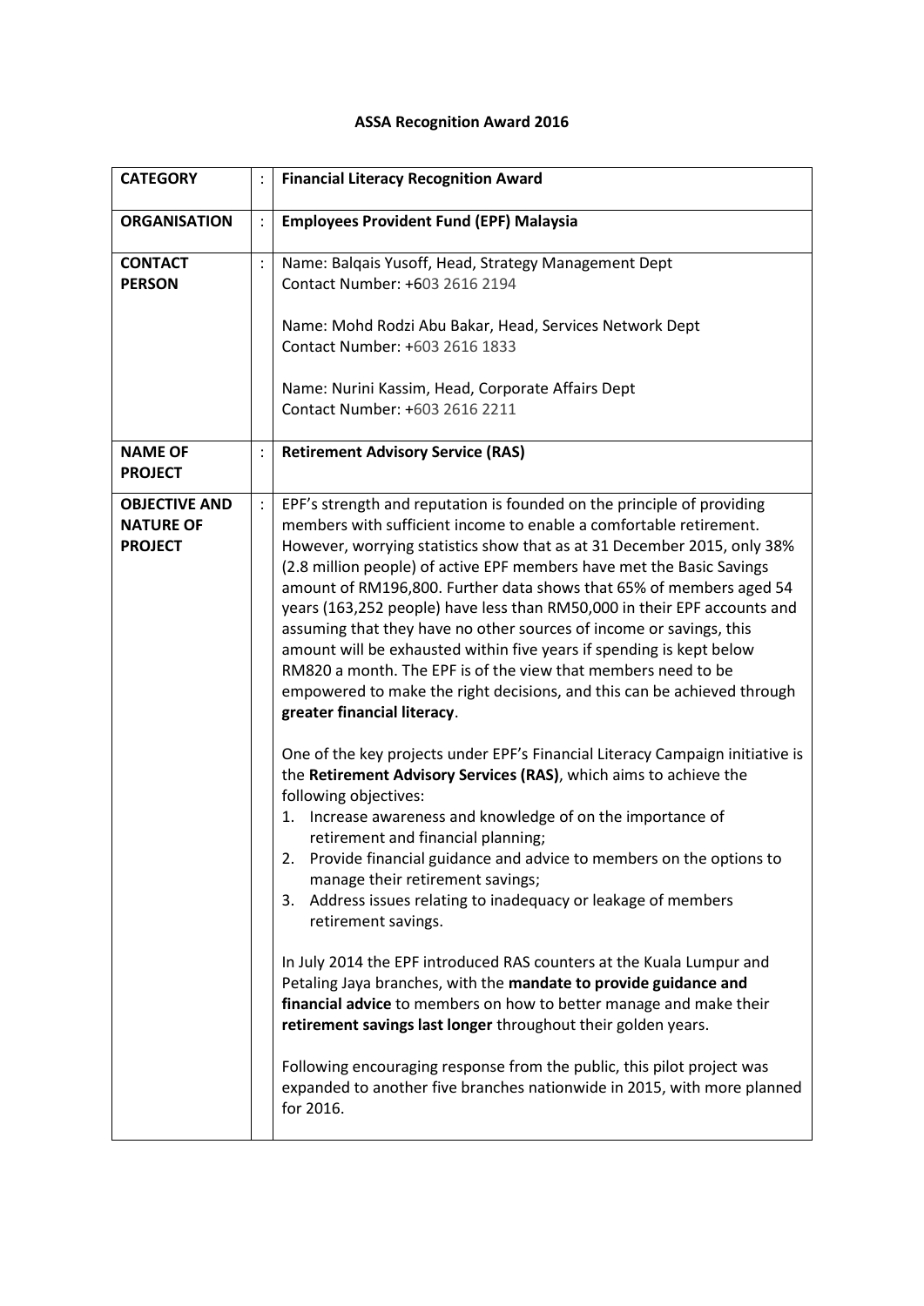**ASSA Recognition Award 2016**

| | | |
|---|---|---|
| **CATEGORY** | : | **Financial Literacy Recognition Award** |
| **ORGANISATION** | : | **Employees Provident Fund (EPF) Malaysia** |
| **CONTACT PERSON** | : | Name: Balqais Yusoff, Head, Strategy Management Dept<br>Contact Number: +603 2616 2194<br><br>Name: Mohd Rodzi Abu Bakar, Head, Services Network Dept<br>Contact Number: +603 2616 1833<br><br>Name: Nurini Kassim, Head, Corporate Affairs Dept<br>Contact Number: +603 2616 2211 |
| **NAME OF PROJECT** | : | **Retirement Advisory Service (RAS)** |
| **OBJECTIVE AND NATURE OF PROJECT** | : | EPF's strength and reputation is founded on the principle of providing members with sufficient income to enable a comfortable retirement. However, worrying statistics show that as at 31 December 2015, only 38% (2.8 million people) of active EPF members have met the Basic Savings amount of RM196,800. Further data shows that 65% of members aged 54 years (163,252 people) have less than RM50,000 in their EPF accounts and assuming that they have no other sources of income or savings, this amount will be exhausted within five years if spending is kept below RM820 a month. The EPF is of the view that members need to be empowered to make the right decisions, and this can be achieved through **greater financial literacy**.<br><br>One of the key projects under EPF's Financial Literacy Campaign initiative is the **Retirement Advisory Services (RAS)**, which aims to achieve the following objectives:<br>1. Increase awareness and knowledge of on the importance of retirement and financial planning;<br>2. Provide financial guidance and advice to members on the options to manage their retirement savings;<br>3. Address issues relating to inadequacy or leakage of members retirement savings.<br><br>In July 2014 the EPF introduced RAS counters at the Kuala Lumpur and Petaling Jaya branches, with the **mandate to provide guidance and financial advice** to members on how to better manage and make their **retirement savings last longer** throughout their golden years.<br><br>Following encouraging response from the public, this pilot project was expanded to another five branches nationwide in 2015, with more planned for 2016. |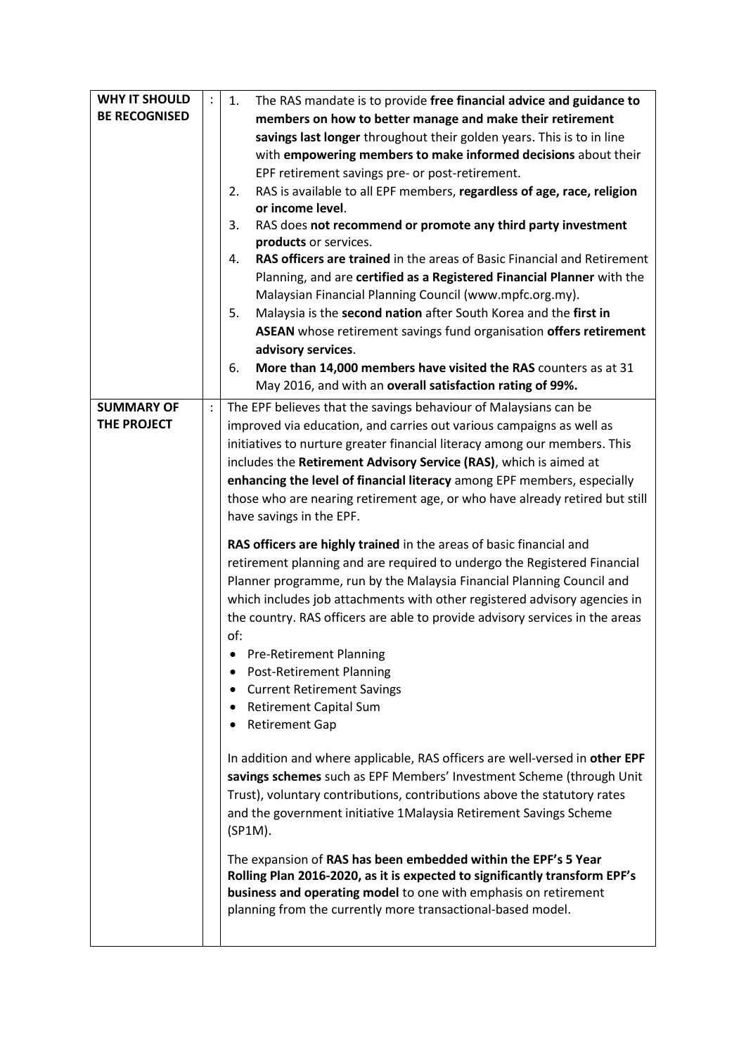| | | |
|---|---|---|
| **WHY IT SHOULD BE RECOGNISED** | : | 1. The RAS mandate is to provide **free financial advice and guidance to members on how to better manage and make their retirement savings last longer** throughout their golden years. This is to in line with **empowering members to make informed decisions** about their EPF retirement savings pre- or post-retirement.<br>2. RAS is available to all EPF members, **regardless of age, race, religion or income level**.<br>3. RAS does **not recommend or promote any third party investment products** or services.<br>4. **RAS officers are trained** in the areas of Basic Financial and Retirement Planning, and are **certified as a Registered Financial Planner** with the Malaysian Financial Planning Council (www.mpfc.org.my).<br>5. Malaysia is the **second nation** after South Korea and the **first in ASEAN** whose retirement savings fund organisation **offers retirement advisory services**.<br>6. **More than 14,000 members have visited the RAS** counters as at 31 May 2016, and with an **overall satisfaction rating of 99%.** |
| **SUMMARY OF THE PROJECT** | : | The EPF believes that the savings behaviour of Malaysians can be improved via education, and carries out various campaigns as well as initiatives to nurture greater financial literacy among our members. This includes the **Retirement Advisory Service (RAS)**, which is aimed at **enhancing the level of financial literacy** among EPF members, especially those who are nearing retirement age, or who have already retired but still have savings in the EPF.<br><br>**RAS officers are highly trained** in the areas of basic financial and retirement planning and are required to undergo the Registered Financial Planner programme, run by the Malaysia Financial Planning Council and which includes job attachments with other registered advisory agencies in the country. RAS officers are able to provide advisory services in the areas of:<br>• Pre-Retirement Planning<br>• Post-Retirement Planning<br>• Current Retirement Savings<br>• Retirement Capital Sum<br>• Retirement Gap<br><br>In addition and where applicable, RAS officers are well-versed in **other EPF savings schemes** such as EPF Members' Investment Scheme (through Unit Trust), voluntary contributions, contributions above the statutory rates and the government initiative 1Malaysia Retirement Savings Scheme (SP1M).<br><br>The expansion of **RAS has been embedded within the EPF's 5 Year Rolling Plan 2016-2020, as it is expected to significantly transform EPF's business and operating model** to one with emphasis on retirement planning from the currently more transactional-based model. |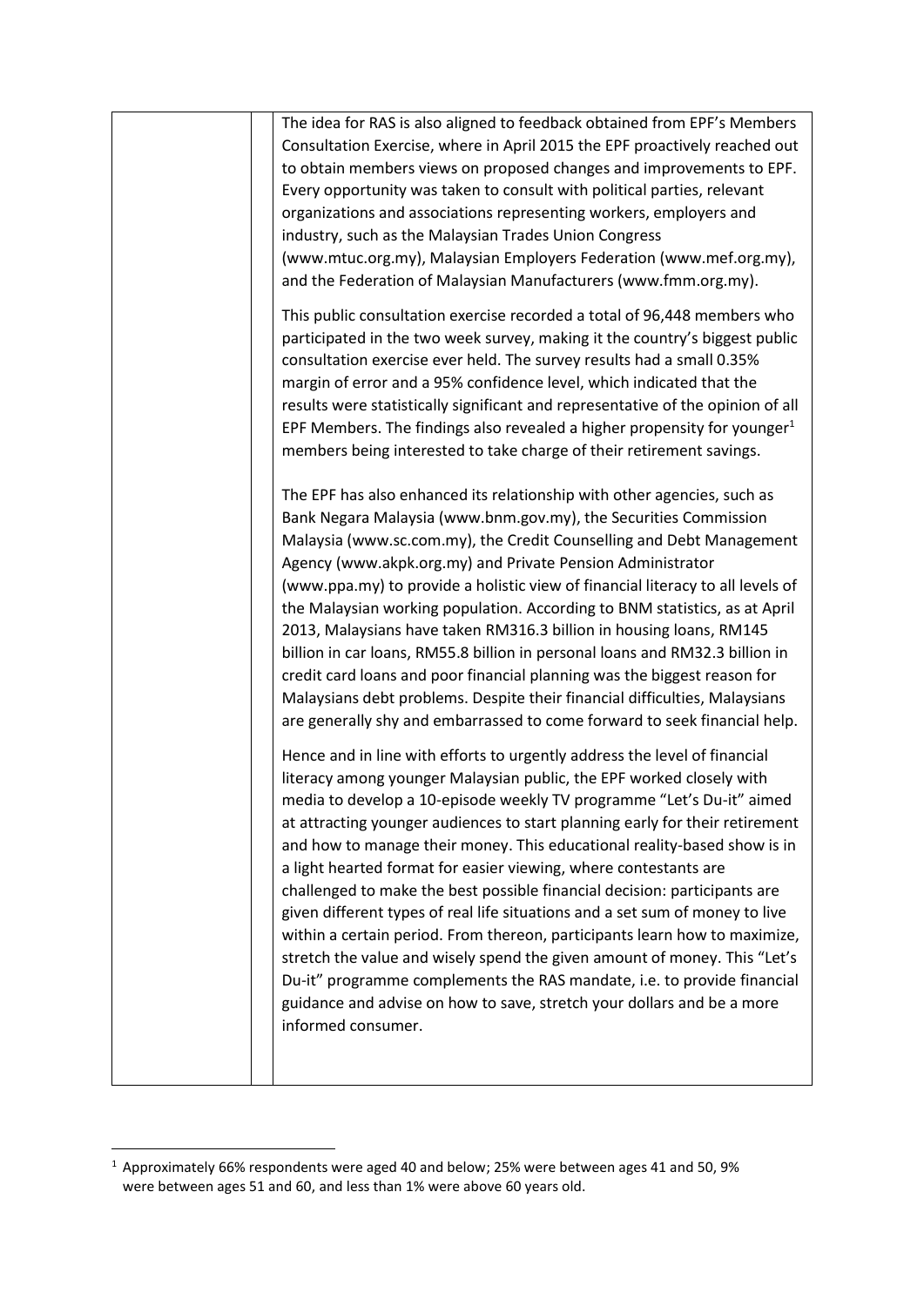The idea for RAS is also aligned to feedback obtained from EPF's Members Consultation Exercise, where in April 2015 the EPF proactively reached out to obtain members views on proposed changes and improvements to EPF. Every opportunity was taken to consult with political parties, relevant organizations and associations representing workers, employers and industry, such as the Malaysian Trades Union Congress (www.mtuc.org.my), Malaysian Employers Federation (www.mef.org.my), and the Federation of Malaysian Manufacturers (www.fmm.org.my).

This public consultation exercise recorded a total of 96,448 members who participated in the two week survey, making it the country's biggest public consultation exercise ever held. The survey results had a small 0.35% margin of error and a 95% confidence level, which indicated that the results were statistically significant and representative of the opinion of all EPF Members. The findings also revealed a higher propensity for younger[1] members being interested to take charge of their retirement savings.

The EPF has also enhanced its relationship with other agencies, such as Bank Negara Malaysia (www.bnm.gov.my), the Securities Commission Malaysia (www.sc.com.my), the Credit Counselling and Debt Management Agency (www.akpk.org.my) and Private Pension Administrator (www.ppa.my) to provide a holistic view of financial literacy to all levels of the Malaysian working population. According to BNM statistics, as at April 2013, Malaysians have taken RM316.3 billion in housing loans, RM145 billion in car loans, RM55.8 billion in personal loans and RM32.3 billion in credit card loans and poor financial planning was the biggest reason for Malaysians debt problems. Despite their financial difficulties, Malaysians are generally shy and embarrassed to come forward to seek financial help.

Hence and in line with efforts to urgently address the level of financial literacy among younger Malaysian public, the EPF worked closely with media to develop a 10-episode weekly TV programme "Let's Du-it" aimed at attracting younger audiences to start planning early for their retirement and how to manage their money. This educational reality-based show is in a light hearted format for easier viewing, where contestants are challenged to make the best possible financial decision: participants are given different types of real life situations and a set sum of money to live within a certain period. From thereon, participants learn how to maximize, stretch the value and wisely spend the given amount of money. This "Let's Du-it" programme complements the RAS mandate, i.e. to provide financial guidance and advise on how to save, stretch your dollars and be a more informed consumer.

---

[1] Approximately 66% respondents were aged 40 and below; 25% were between ages 41 and 50, 9% were between ages 51 and 60, and less than 1% were above 60 years old.